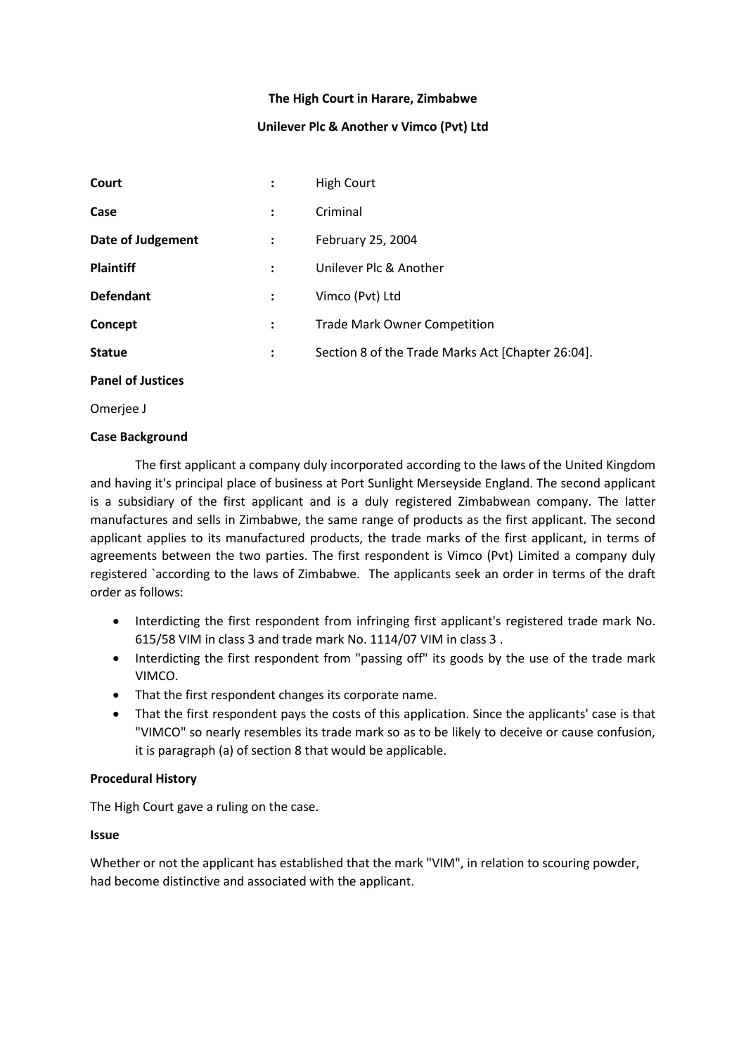**The High Court in Harare, Zimbabwe**

**Unilever Plc & Another v Vimco (Pvt) Ltd**

| | | |
|---|---|---|
| **Court** | : | High Court |
| **Case** | : | Criminal |
| **Date of Judgement** | : | February 25, 2004 |
| **Plaintiff** | : | Unilever Plc & Another |
| **Defendant** | : | Vimco (Pvt) Ltd |
| **Concept** | : | Trade Mark Owner Competition |
| **Statue** | : | Section 8 of the Trade Marks Act [Chapter 26:04]. |

**Panel of Justices**

Omerjee J

**Case Background**

The first applicant a company duly incorporated according to the laws of the United Kingdom and having it's principal place of business at Port Sunlight Merseyside England. The second applicant is a subsidiary of the first applicant and is a duly registered Zimbabwean company. The latter manufactures and sells in Zimbabwe, the same range of products as the first applicant. The second applicant applies to its manufactured products, the trade marks of the first applicant, in terms of agreements between the two parties. The first respondent is Vimco (Pvt) Limited a company duly registered `according to the laws of Zimbabwe. The applicants seek an order in terms of the draft order as follows:

- Interdicting the first respondent from infringing first applicant's registered trade mark No. 615/58 VIM in class 3 and trade mark No. 1114/07 VIM in class 3 .
- Interdicting the first respondent from "passing off" its goods by the use of the trade mark VIMCO.
- That the first respondent changes its corporate name.
- That the first respondent pays the costs of this application. Since the applicants' case is that "VIMCO" so nearly resembles its trade mark so as to be likely to deceive or cause confusion, it is paragraph (a) of section 8 that would be applicable.

**Procedural History**

The High Court gave a ruling on the case.

**Issue**

Whether or not the applicant has established that the mark "VIM", in relation to scouring powder, had become distinctive and associated with the applicant.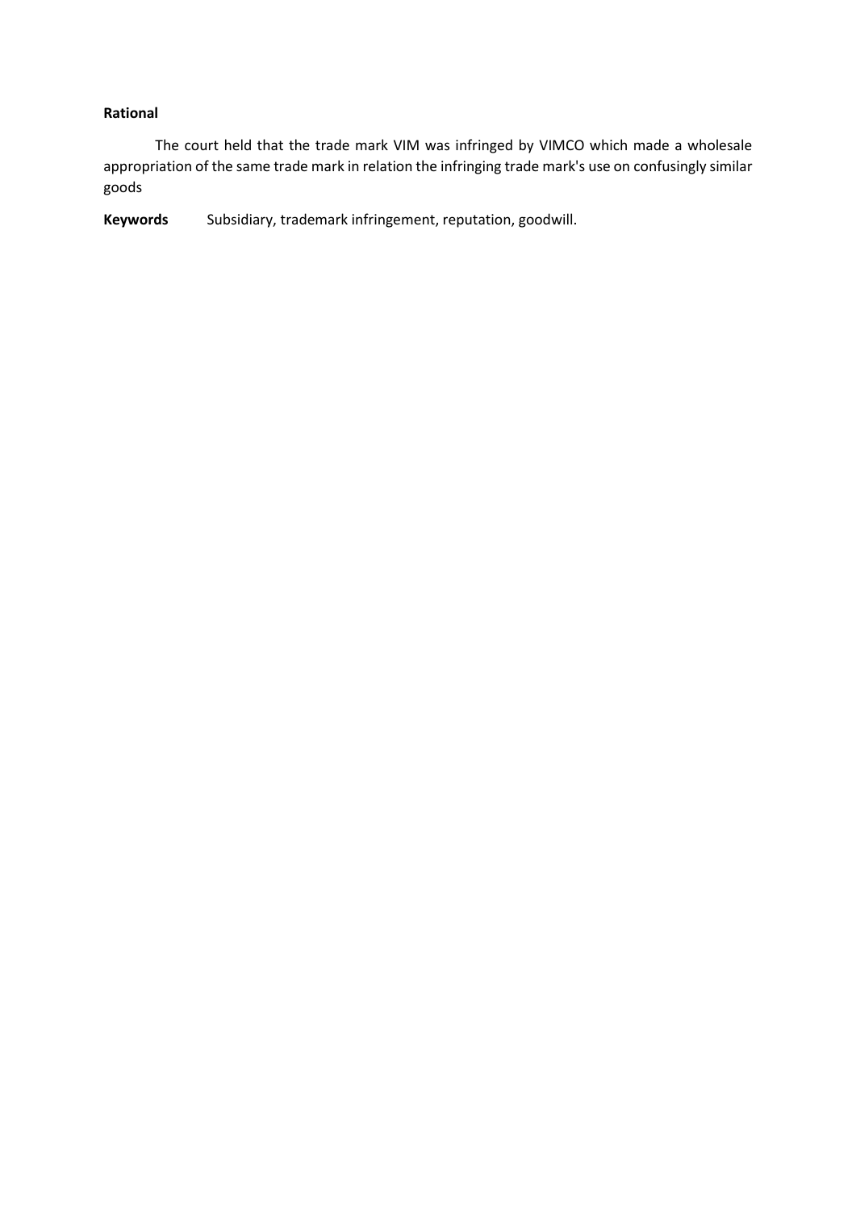**Rational**

The court held that the trade mark VIM was infringed by VIMCO which made a wholesale appropriation of the same trade mark in relation the infringing trade mark's use on confusingly similar goods

**Keywords** Subsidiary, trademark infringement, reputation, goodwill.